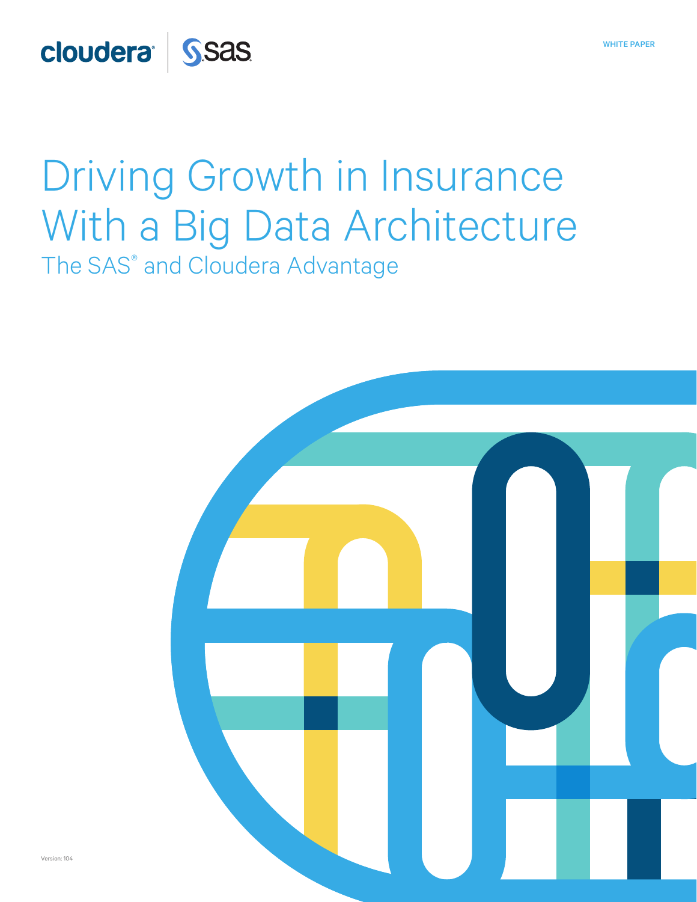cloudera | sas

WHITE PAPER

# Driving Growth in Insurance With a Big Data Architecture

## The SAS® and Cloudera Advantage

Version: 104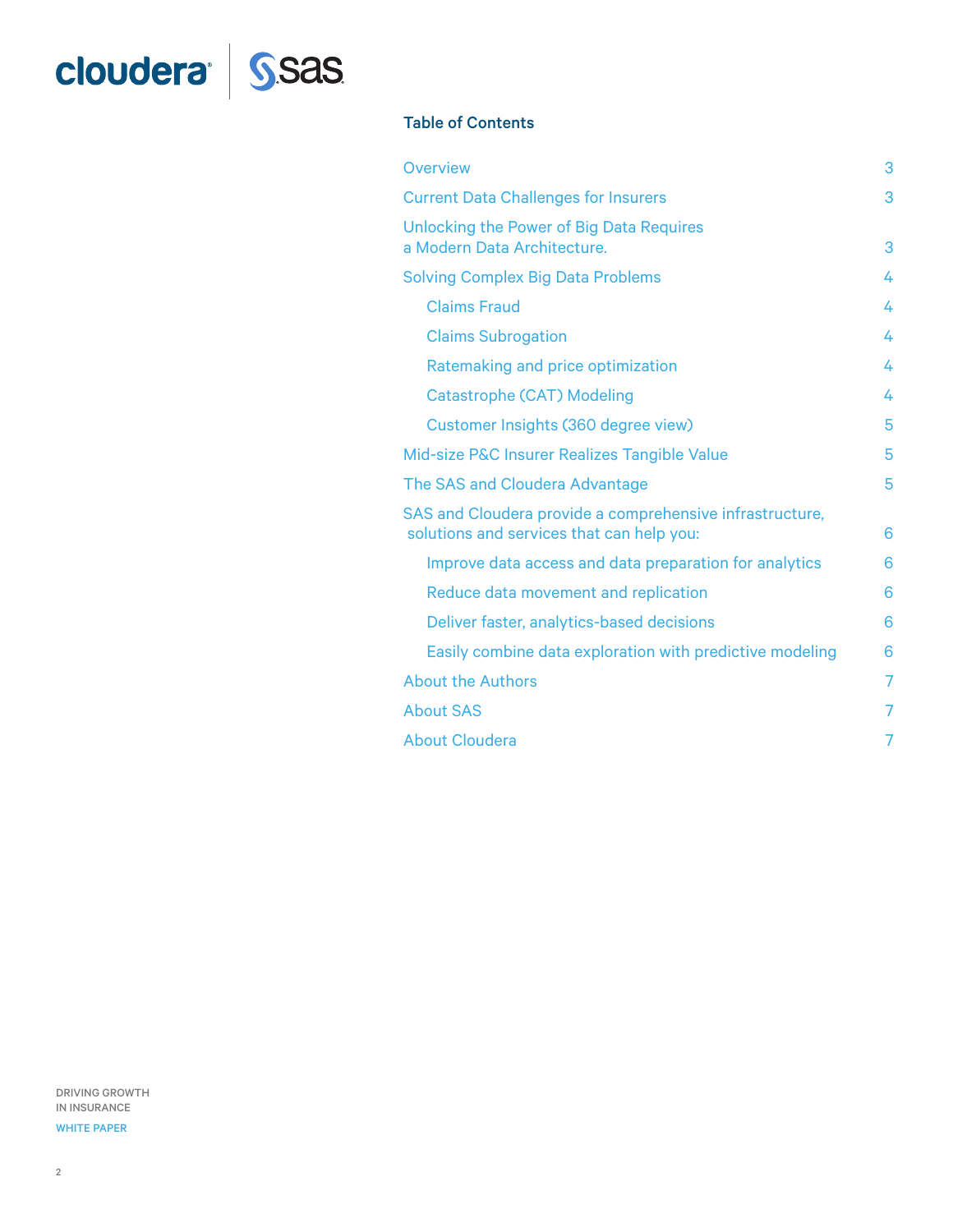## Table of Contents

| | |
|---|---|
| Overview | 3 |
| Current Data Challenges for Insurers | 3 |
| Unlocking the Power of Big Data Requires a Modern Data Architecture. | 3 |
| Solving Complex Big Data Problems | 4 |
| Claims Fraud | 4 |
| Claims Subrogation | 4 |
| Ratemaking and price optimization | 4 |
| Catastrophe (CAT) Modeling | 4 |
| Customer Insights (360 degree view) | 5 |
| Mid-size P&C Insurer Realizes Tangible Value | 5 |
| The SAS and Cloudera Advantage | 5 |
| SAS and Cloudera provide a comprehensive infrastructure, solutions and services that can help you: | 6 |
| Improve data access and data preparation for analytics | 6 |
| Reduce data movement and replication | 6 |
| Deliver faster, analytics-based decisions | 6 |
| Easily combine data exploration with predictive modeling | 6 |
| About the Authors | 7 |
| About SAS | 7 |
| About Cloudera | 7 |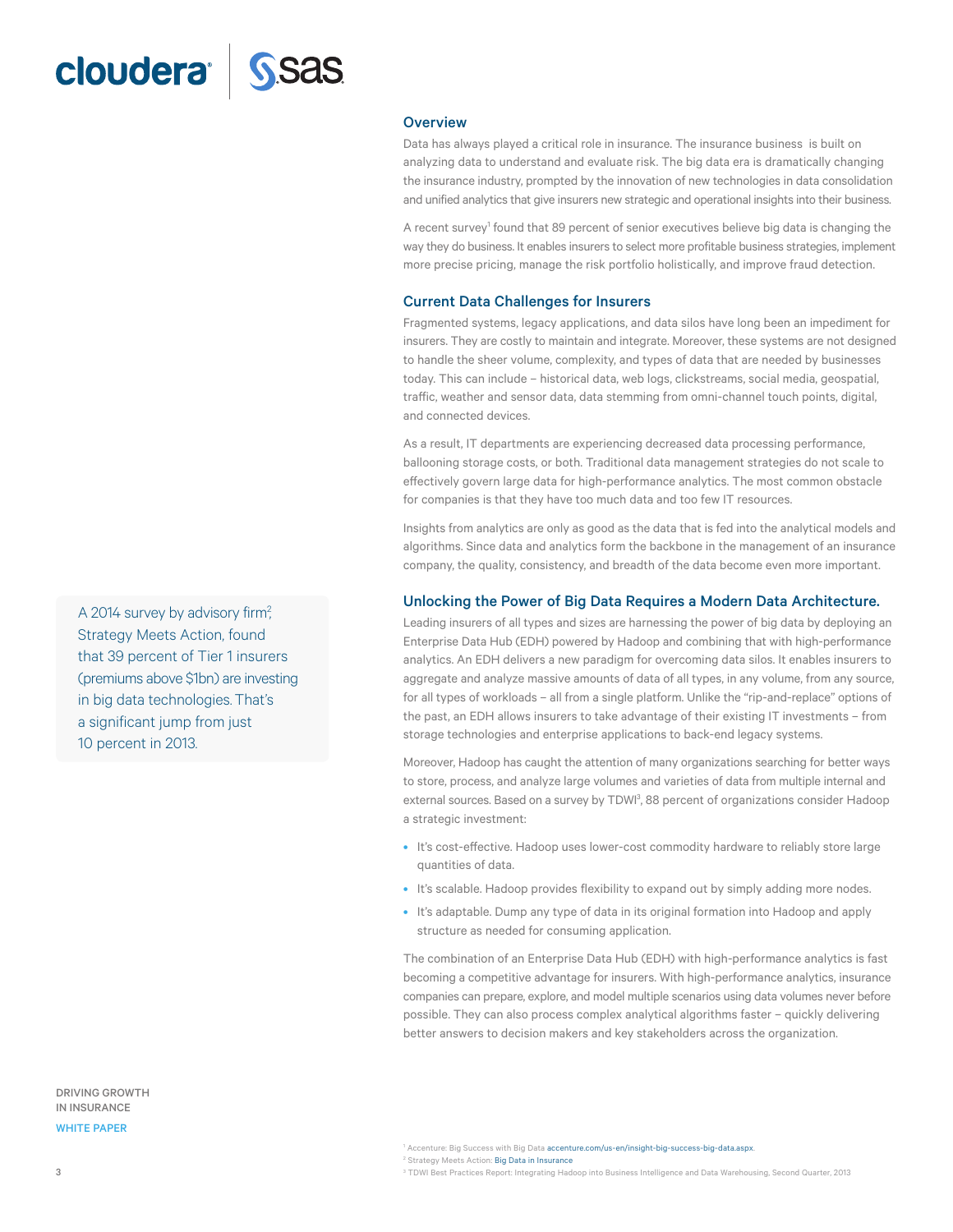## Overview

Data has always played a critical role in insurance. The insurance business is built on analyzing data to understand and evaluate risk. The big data era is dramatically changing the insurance industry, prompted by the innovation of new technologies in data consolidation and unified analytics that give insurers new strategic and operational insights into their business.

A recent survey[1] found that 89 percent of senior executives believe big data is changing the way they do business. It enables insurers to select more profitable business strategies, implement more precise pricing, manage the risk portfolio holistically, and improve fraud detection.

## Current Data Challenges for Insurers

Fragmented systems, legacy applications, and data silos have long been an impediment for insurers. They are costly to maintain and integrate. Moreover, these systems are not designed to handle the sheer volume, complexity, and types of data that are needed by businesses today. This can include – historical data, web logs, clickstreams, social media, geospatial, traffic, weather and sensor data, data stemming from omni-channel touch points, digital, and connected devices.

As a result, IT departments are experiencing decreased data processing performance, ballooning storage costs, or both. Traditional data management strategies do not scale to effectively govern large data for high-performance analytics. The most common obstacle for companies is that they have too much data and too few IT resources.

Insights from analytics are only as good as the data that is fed into the analytical models and algorithms. Since data and analytics form the backbone in the management of an insurance company, the quality, consistency, and breadth of the data become even more important.

> A 2014 survey by advisory firm[2], Strategy Meets Action, found that 39 percent of Tier 1 insurers (premiums above $1bn) are investing in big data technologies. That's a significant jump from just 10 percent in 2013.

## Unlocking the Power of Big Data Requires a Modern Data Architecture.

Leading insurers of all types and sizes are harnessing the power of big data by deploying an Enterprise Data Hub (EDH) powered by Hadoop and combining that with high-performance analytics. An EDH delivers a new paradigm for overcoming data silos. It enables insurers to aggregate and analyze massive amounts of data of all types, in any volume, from any source, for all types of workloads – all from a single platform. Unlike the "rip-and-replace" options of the past, an EDH allows insurers to take advantage of their existing IT investments – from storage technologies and enterprise applications to back-end legacy systems.

Moreover, Hadoop has caught the attention of many organizations searching for better ways to store, process, and analyze large volumes and varieties of data from multiple internal and external sources. Based on a survey by TDWI[3], 88 percent of organizations consider Hadoop a strategic investment:

- It's cost-effective. Hadoop uses lower-cost commodity hardware to reliably store large quantities of data.
- It's scalable. Hadoop provides flexibility to expand out by simply adding more nodes.
- It's adaptable. Dump any type of data in its original formation into Hadoop and apply structure as needed for consuming application.

The combination of an Enterprise Data Hub (EDH) with high-performance analytics is fast becoming a competitive advantage for insurers. With high-performance analytics, insurance companies can prepare, explore, and model multiple scenarios using data volumes never before possible. They can also process complex analytical algorithms faster – quickly delivering better answers to decision makers and key stakeholders across the organization.

[1] Accenture: Big Success with Big Data accenture.com/us-en/insight-big-success-big-data.aspx.
[2] Strategy Meets Action: Big Data in Insurance
[3] TDWI Best Practices Report: Integrating Hadoop into Business Intelligence and Data Warehousing, Second Quarter, 2013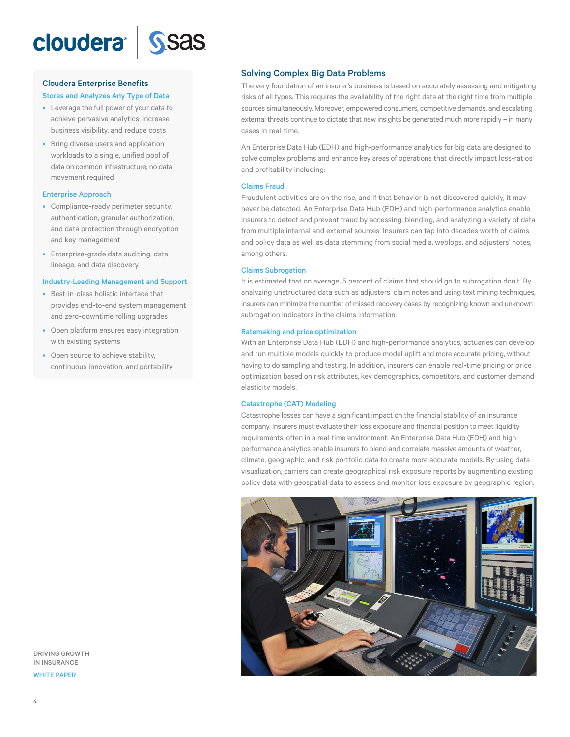## Cloudera Enterprise Benefits

### Stores and Analyzes Any Type of Data

- Leverage the full power of your data to achieve pervasive analytics, increase business visibility, and reduce costs
- Bring diverse users and application workloads to a single, unified pool of data on common infrastructure; no data movement required

### Enterprise Approach

- Compliance-ready perimeter security, authentication, granular authorization, and data protection through encryption and key management
- Enterprise-grade data auditing, data lineage, and data discovery

### Industry-Leading Management and Support

- Best-in-class holistic interface that provides end-to-end system management and zero-downtime rolling upgrades
- Open platform ensures easy integration with existing systems
- Open source to achieve stability, continuous innovation, and portability

## Solving Complex Big Data Problems

The very foundation of an insurer's business is based on accurately assessing and mitigating risks of all types. This requires the availability of the right data at the right time from multiple sources simultaneously. Moreover, empowered consumers, competitive demands, and escalating external threats continue to dictate that new insights be generated much more rapidly – in many cases in real-time.

An Enterprise Data Hub (EDH) and high-performance analytics for big data are designed to solve complex problems and enhance key areas of operations that directly impact loss-ratios and profitability including:

### Claims Fraud

Fraudulent activities are on the rise, and if that behavior is not discovered quickly, it may never be detected. An Enterprise Data Hub (EDH) and high-performance analytics enable insurers to detect and prevent fraud by accessing, blending, and analyzing a variety of data from multiple internal and external sources. Insurers can tap into decades worth of claims and policy data as well as data stemming from social media, weblogs, and adjusters' notes, among others.

### Claims Subrogation

It is estimated that on average, 5 percent of claims that should go to subrogation don't. By analyzing unstructured data such as adjusters' claim notes and using text mining techniques, insurers can minimize the number of missed recovery cases by recognizing known and unknown subrogation indicators in the claims information.

### Ratemaking and price optimization

With an Enterprise Data Hub (EDH) and high-performance analytics, actuaries can develop and run multiple models quickly to produce model uplift and more accurate pricing, without having to do sampling and testing. In addition, insurers can enable real-time pricing or price optimization based on risk attributes, key demographics, competitors, and customer demand elasticity models.

### Catastrophe (CAT) Modeling

Catastrophe losses can have a significant impact on the financial stability of an insurance company. Insurers must evaluate their loss exposure and financial position to meet liquidity requirements, often in a real-time environment. An Enterprise Data Hub (EDH) and high-performance analytics enable insurers to blend and correlate massive amounts of weather, climate, geographic, and risk portfolio data to create more accurate models. By using data visualization, carriers can create geographical risk exposure reports by augmenting existing policy data with geospatial data to assess and monitor loss exposure by geographic region.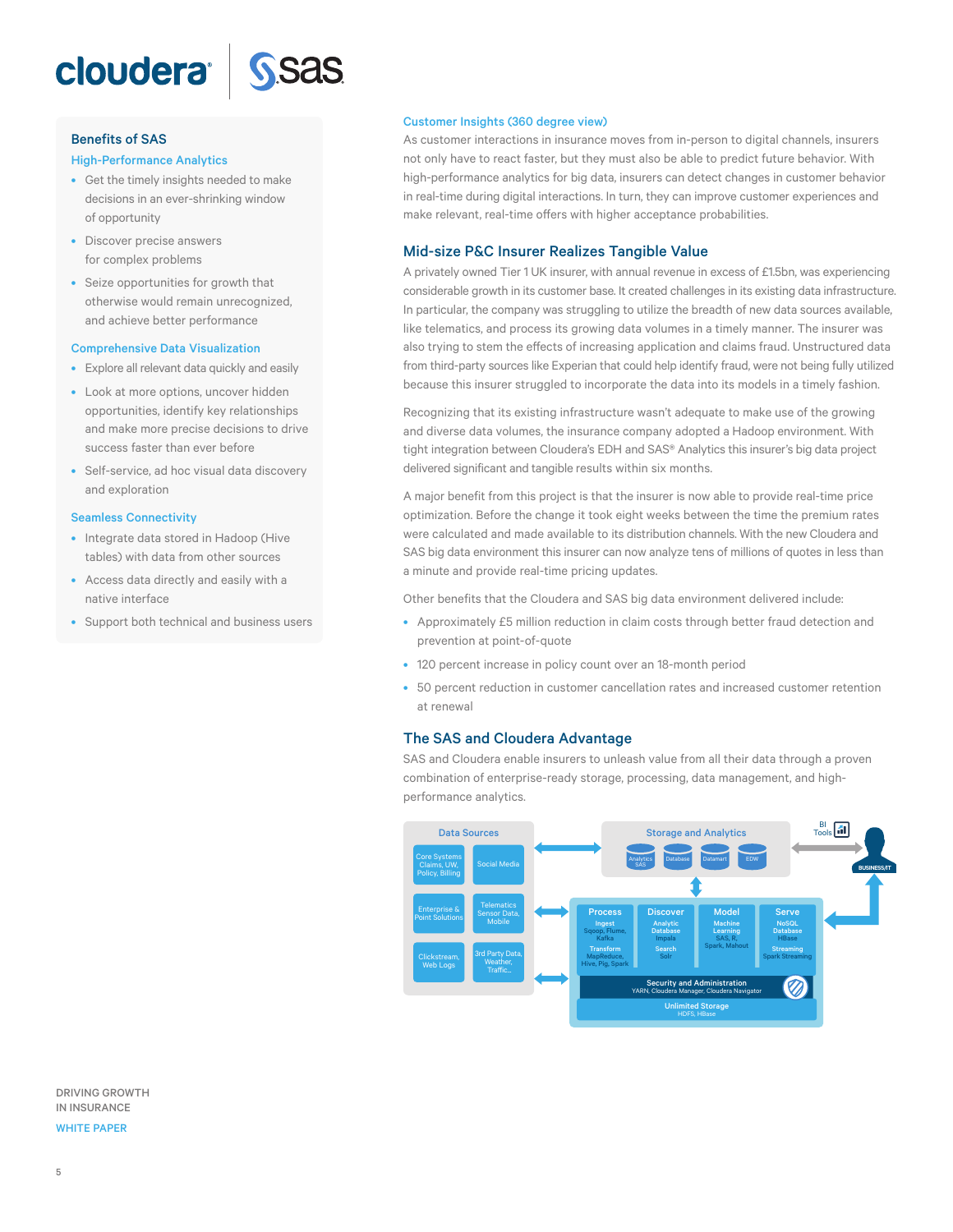## Benefits of SAS

### High-Performance Analytics

- Get the timely insights needed to make decisions in an ever-shrinking window of opportunity
- Discover precise answers for complex problems
- Seize opportunities for growth that otherwise would remain unrecognized, and achieve better performance

### Comprehensive Data Visualization

- Explore all relevant data quickly and easily
- Look at more options, uncover hidden opportunities, identify key relationships and make more precise decisions to drive success faster than ever before
- Self-service, ad hoc visual data discovery and exploration

### Seamless Connectivity

- Integrate data stored in Hadoop (Hive tables) with data from other sources
- Access data directly and easily with a native interface
- Support both technical and business users

### Customer Insights (360 degree view)

As customer interactions in insurance moves from in-person to digital channels, insurers not only have to react faster, but they must also be able to predict future behavior. With high-performance analytics for big data, insurers can detect changes in customer behavior in real-time during digital interactions. In turn, they can improve customer experiences and make relevant, real-time offers with higher acceptance probabilities.

## Mid-size P&C Insurer Realizes Tangible Value

A privately owned Tier 1 UK insurer, with annual revenue in excess of £1.5bn, was experiencing considerable growth in its customer base. It created challenges in its existing data infrastructure. In particular, the company was struggling to utilize the breadth of new data sources available, like telematics, and process its growing data volumes in a timely manner. The insurer was also trying to stem the effects of increasing application and claims fraud. Unstructured data from third-party sources like Experian that could help identify fraud, were not being fully utilized because this insurer struggled to incorporate the data into its models in a timely fashion.

Recognizing that its existing infrastructure wasn't adequate to make use of the growing and diverse data volumes, the insurance company adopted a Hadoop environment. With tight integration between Cloudera's EDH and SAS® Analytics this insurer's big data project delivered significant and tangible results within six months.

A major benefit from this project is that the insurer is now able to provide real-time price optimization. Before the change it took eight weeks between the time the premium rates were calculated and made available to its distribution channels. With the new Cloudera and SAS big data environment this insurer can now analyze tens of millions of quotes in less than a minute and provide real-time pricing updates.

Other benefits that the Cloudera and SAS big data environment delivered include:

- Approximately £5 million reduction in claim costs through better fraud detection and prevention at point-of-quote
- 120 percent increase in policy count over an 18-month period
- 50 percent reduction in customer cancellation rates and increased customer retention at renewal

## The SAS and Cloudera Advantage

SAS and Cloudera enable insurers to unleash value from all their data through a proven combination of enterprise-ready storage, processing, data management, and high-performance analytics.

Data Sources: Core Systems Claims, UW, Policy, Billing; Social Media; Enterprise & Point Solutions; Telematics Sensor Data, Mobile; Clickstream, Web Logs; 3rd Party Data, Weather, Traffic...

Storage and Analytics: Analytics SAS; Database; Datamart; EDW

BI Tools — BUSINESS/IT

Process: Ingest (Sqoop, Flume, Kafka); Transform (MapReduce, Hive, Pig, Spark)
Discover: Analytic Database (Impala); Search (Solr)
Model: Machine Learning (SAS, R, Spark, Mahout)
Serve: NoSQL Database (HBase); Streaming (Spark Streaming)

Security and Administration: YARN, Cloudera Manager, Cloudera Navigator

Unlimited Storage: HDFS, HBase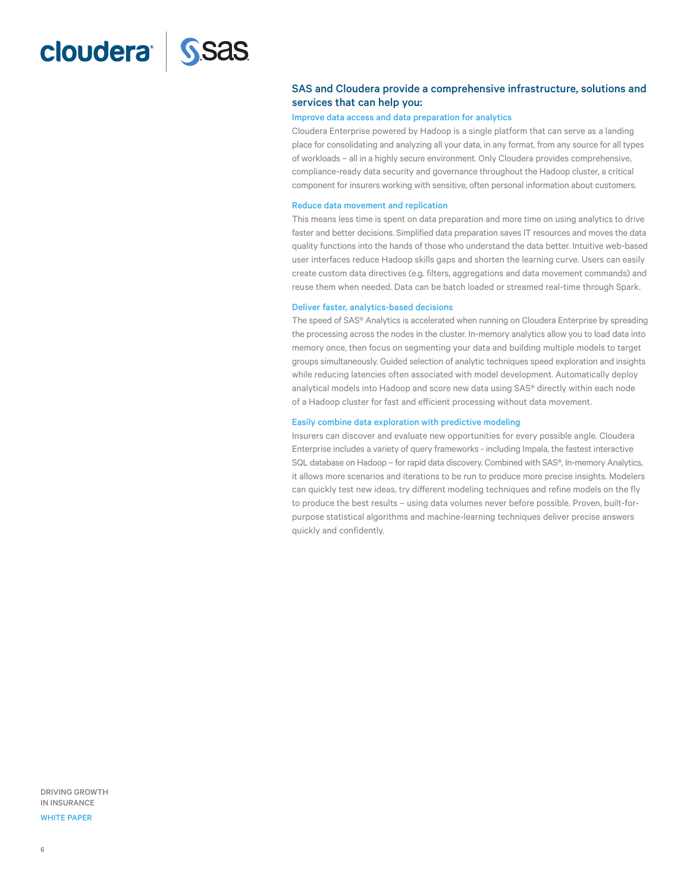## SAS and Cloudera provide a comprehensive infrastructure, solutions and services that can help you:

### Improve data access and data preparation for analytics

Cloudera Enterprise powered by Hadoop is a single platform that can serve as a landing place for consolidating and analyzing all your data, in any format, from any source for all types of workloads – all in a highly secure environment. Only Cloudera provides comprehensive, compliance-ready data security and governance throughout the Hadoop cluster, a critical component for insurers working with sensitive, often personal information about customers.

### Reduce data movement and replication

This means less time is spent on data preparation and more time on using analytics to drive faster and better decisions. Simplified data preparation saves IT resources and moves the data quality functions into the hands of those who understand the data better. Intuitive web-based user interfaces reduce Hadoop skills gaps and shorten the learning curve. Users can easily create custom data directives (e.g. filters, aggregations and data movement commands) and reuse them when needed. Data can be batch loaded or streamed real-time through Spark.

### Deliver faster, analytics-based decisions

The speed of SAS® Analytics is accelerated when running on Cloudera Enterprise by spreading the processing across the nodes in the cluster. In-memory analytics allow you to load data into memory once, then focus on segmenting your data and building multiple models to target groups simultaneously. Guided selection of analytic techniques speed exploration and insights while reducing latencies often associated with model development. Automatically deploy analytical models into Hadoop and score new data using SAS® directly within each node of a Hadoop cluster for fast and efficient processing without data movement.

### Easily combine data exploration with predictive modeling

Insurers can discover and evaluate new opportunities for every possible angle. Cloudera Enterprise includes a variety of query frameworks - including Impala, the fastest interactive SQL database on Hadoop – for rapid data discovery. Combined with SAS®, In-memory Analytics, it allows more scenarios and iterations to be run to produce more precise insights. Modelers can quickly test new ideas, try different modeling techniques and refine models on the fly to produce the best results – using data volumes never before possible. Proven, built-for-purpose statistical algorithms and machine-learning techniques deliver precise answers quickly and confidently.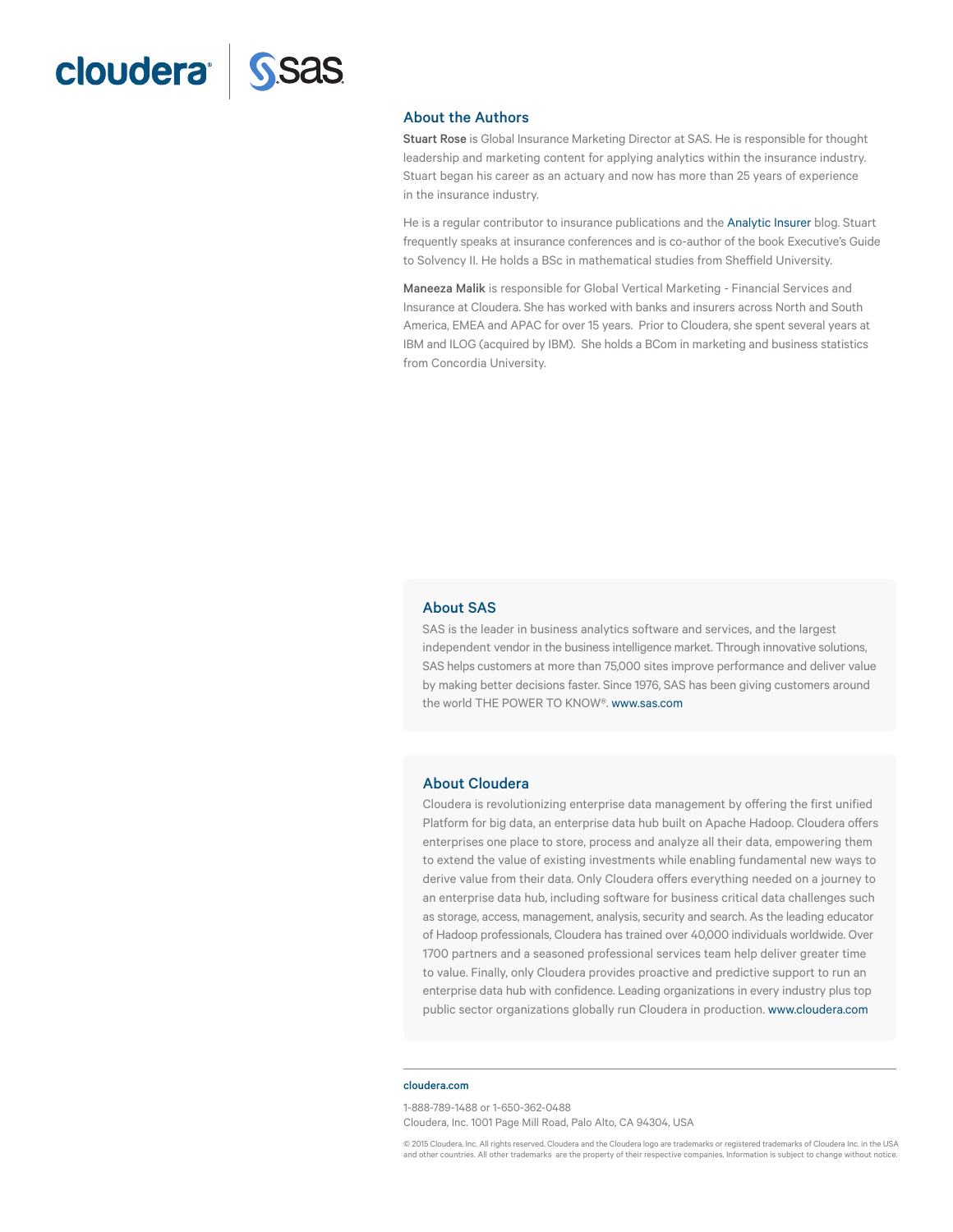## About the Authors

**Stuart Rose** is Global Insurance Marketing Director at SAS. He is responsible for thought leadership and marketing content for applying analytics within the insurance industry. Stuart began his career as an actuary and now has more than 25 years of experience in the insurance industry.

He is a regular contributor to insurance publications and the Analytic Insurer blog. Stuart frequently speaks at insurance conferences and is co-author of the book Executive's Guide to Solvency II. He holds a BSc in mathematical studies from Sheffield University.

**Maneeza Malik** is responsible for Global Vertical Marketing - Financial Services and Insurance at Cloudera. She has worked with banks and insurers across North and South America, EMEA and APAC for over 15 years. Prior to Cloudera, she spent several years at IBM and ILOG (acquired by IBM). She holds a BCom in marketing and business statistics from Concordia University.

## About SAS

SAS is the leader in business analytics software and services, and the largest independent vendor in the business intelligence market. Through innovative solutions, SAS helps customers at more than 75,000 sites improve performance and deliver value by making better decisions faster. Since 1976, SAS has been giving customers around the world THE POWER TO KNOW®. www.sas.com

## About Cloudera

Cloudera is revolutionizing enterprise data management by offering the first unified Platform for big data, an enterprise data hub built on Apache Hadoop. Cloudera offers enterprises one place to store, process and analyze all their data, empowering them to extend the value of existing investments while enabling fundamental new ways to derive value from their data. Only Cloudera offers everything needed on a journey to an enterprise data hub, including software for business critical data challenges such as storage, access, management, analysis, security and search. As the leading educator of Hadoop professionals, Cloudera has trained over 40,000 individuals worldwide. Over 1700 partners and a seasoned professional services team help deliver greater time to value. Finally, only Cloudera provides proactive and predictive support to run an enterprise data hub with confidence. Leading organizations in every industry plus top public sector organizations globally run Cloudera in production. www.cloudera.com

**cloudera.com**

1-888-789-1488 or 1-650-362-0488
Cloudera, Inc. 1001 Page Mill Road, Palo Alto, CA 94304, USA

© 2015 Cloudera, Inc. All rights reserved. Cloudera and the Cloudera logo are trademarks or registered trademarks of Cloudera Inc. in the USA and other countries. All other trademarks are the property of their respective companies. Information is subject to change without notice.